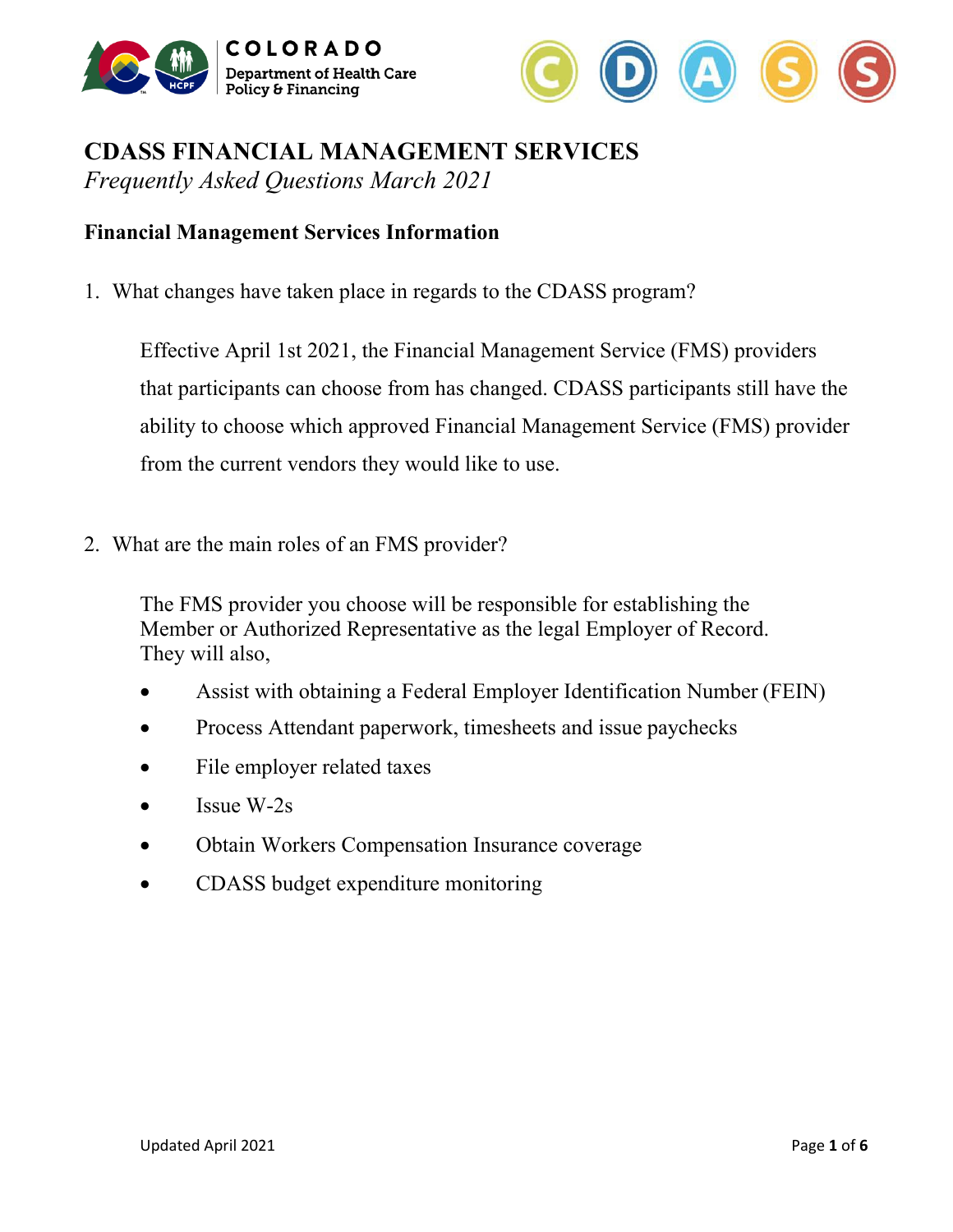# CDASS FINANCIAL MANAGEMENT SERVICES

*Frequently Asked Questions March 2021*

## Financial Management Services Information

1. What changes have taken place in regards to the CDASS program?

   Effective April 1st 2021, the Financial Management Service (FMS) providers that participants can choose from has changed. CDASS participants still have the ability to choose which approved Financial Management Service (FMS) provider from the current vendors they would like to use.

2. What are the main roles of an FMS provider?

   The FMS provider you choose will be responsible for establishing the Member or Authorized Representative as the legal Employer of Record. They will also,

   - Assist with obtaining a Federal Employer Identification Number (FEIN)
   - Process Attendant paperwork, timesheets and issue paychecks
   - File employer related taxes
   - Issue W-2s
   - Obtain Workers Compensation Insurance coverage
   - CDASS budget expenditure monitoring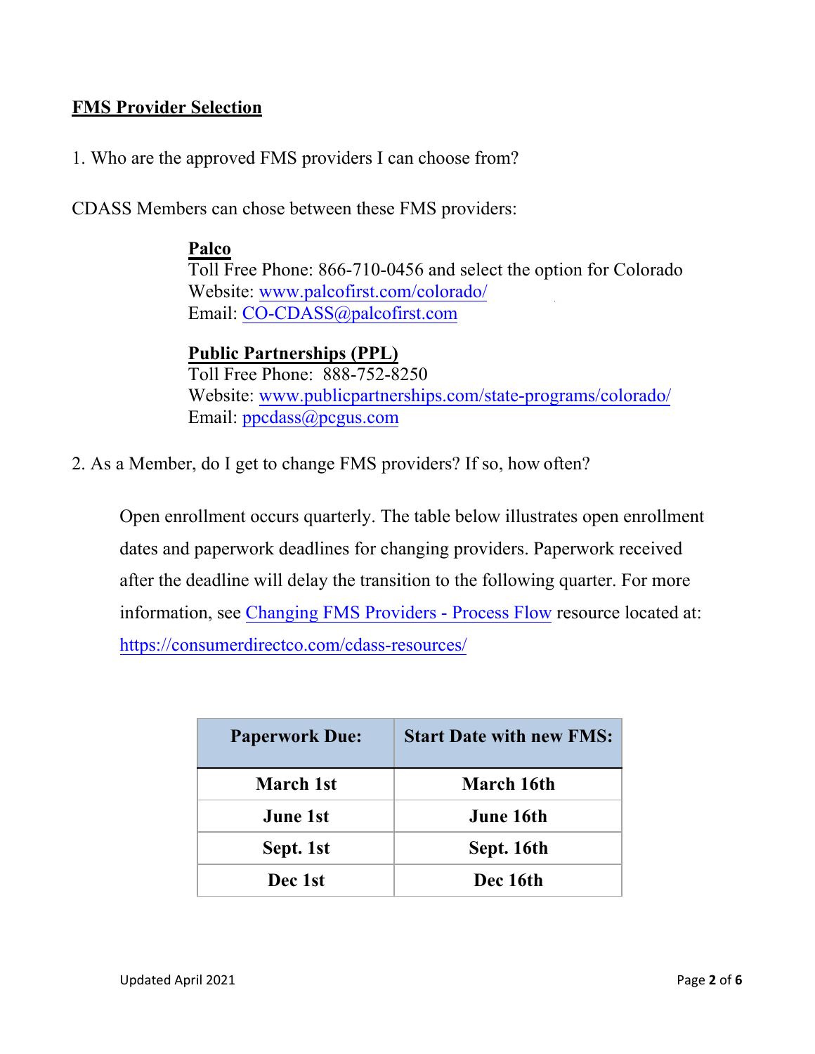## FMS Provider Selection

1. Who are the approved FMS providers I can choose from?

CDASS Members can chose between these FMS providers:

**Palco**
Toll Free Phone: 866-710-0456 and select the option for Colorado
Website: [www.palcofirst.com/colorado/](www.palcofirst.com/colorado/)
Email: [CO-CDASS@palcofirst.com](mailto:CO-CDASS@palcofirst.com)

**Public Partnerships (PPL)**
Toll Free Phone: 888-752-8250
Website: [www.publicpartnerships.com/state-programs/colorado/](www.publicpartnerships.com/state-programs/colorado/)
Email: [ppcdass@pcgus.com](mailto:ppcdass@pcgus.com)

2. As a Member, do I get to change FMS providers? If so, how often?

Open enrollment occurs quarterly. The table below illustrates open enrollment dates and paperwork deadlines for changing providers. Paperwork received after the deadline will delay the transition to the following quarter. For more information, see Changing FMS Providers - Process Flow resource located at: https://consumerdirectco.com/cdass-resources/

| Paperwork Due: | Start Date with new FMS: |
|---|---|
| March 1st | March 16th |
| June 1st | June 16th |
| Sept. 1st | Sept. 16th |
| Dec 1st | Dec 16th |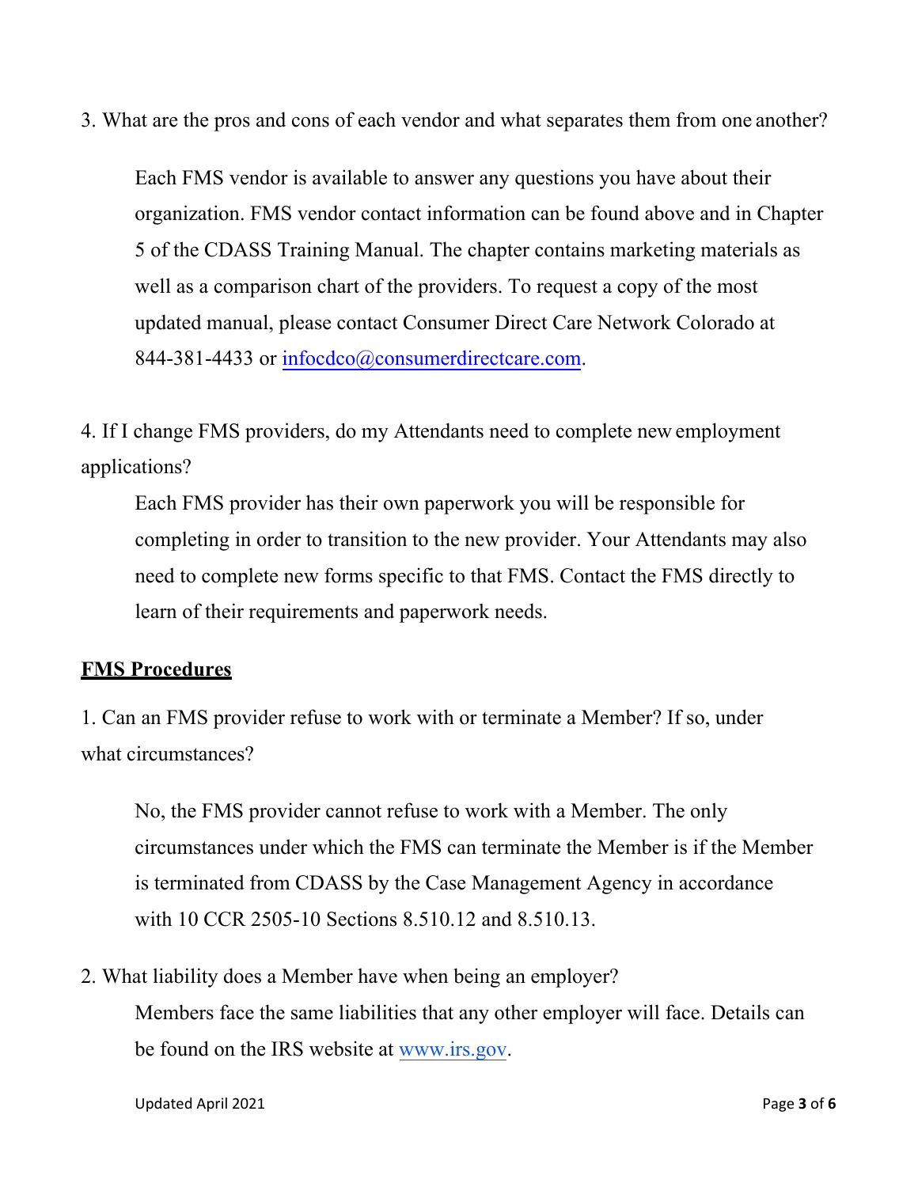3. What are the pros and cons of each vendor and what separates them from one another?

   Each FMS vendor is available to answer any questions you have about their organization. FMS vendor contact information can be found above and in Chapter 5 of the CDASS Training Manual. The chapter contains marketing materials as well as a comparison chart of the providers. To request a copy of the most updated manual, please contact Consumer Direct Care Network Colorado at 844-381-4433 or infocdco@consumerdirectcare.com.

4. If I change FMS providers, do my Attendants need to complete new employment applications?

   Each FMS provider has their own paperwork you will be responsible for completing in order to transition to the new provider. Your Attendants may also need to complete new forms specific to that FMS. Contact the FMS directly to learn of their requirements and paperwork needs.

## FMS Procedures

1. Can an FMS provider refuse to work with or terminate a Member? If so, under what circumstances?

   No, the FMS provider cannot refuse to work with a Member. The only circumstances under which the FMS can terminate the Member is if the Member is terminated from CDASS by the Case Management Agency in accordance with 10 CCR 2505-10 Sections 8.510.12 and 8.510.13.

2. What liability does a Member have when being an employer?

   Members face the same liabilities that any other employer will face. Details can be found on the IRS website at www.irs.gov.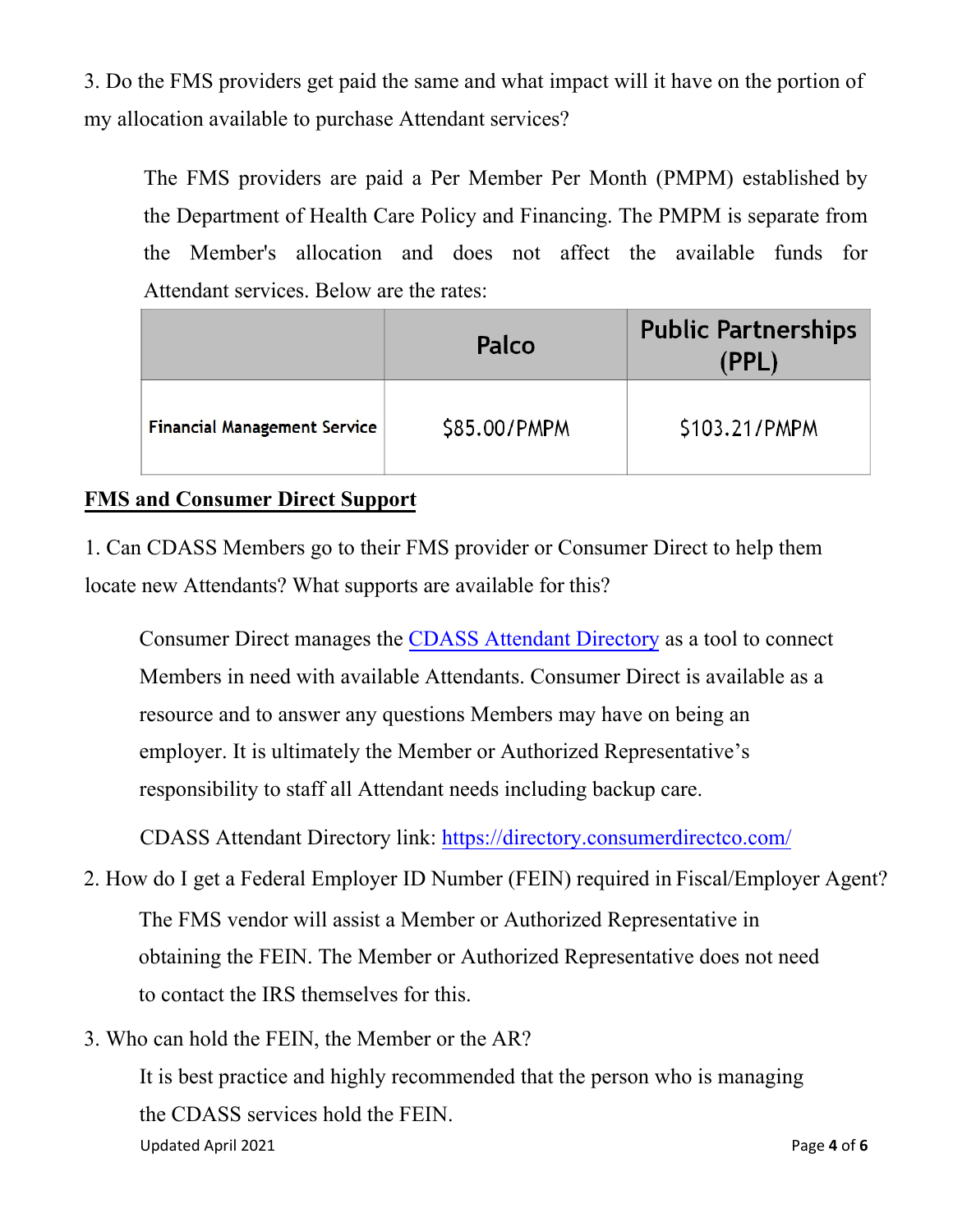3. Do the FMS providers get paid the same and what impact will it have on the portion of my allocation available to purchase Attendant services?

The FMS providers are paid a Per Member Per Month (PMPM) established by the Department of Health Care Policy and Financing. The PMPM is separate from the Member's allocation and does not affect the available funds for Attendant services. Below are the rates:

| | Palco | Public Partnerships (PPL) |
|---|---|---|
| Financial Management Service | $85.00/PMPM | $103.21/PMPM |

**FMS and Consumer Direct Support**

1. Can CDASS Members go to their FMS provider or Consumer Direct to help them locate new Attendants? What supports are available for this?

Consumer Direct manages the [CDASS Attendant Directory](https://directory.consumerdirectco.com/) as a tool to connect Members in need with available Attendants. Consumer Direct is available as a resource and to answer any questions Members may have on being an employer. It is ultimately the Member or Authorized Representative's responsibility to staff all Attendant needs including backup care.

CDASS Attendant Directory link: https://directory.consumerdirectco.com/

2. How do I get a Federal Employer ID Number (FEIN) required in Fiscal/Employer Agent?

The FMS vendor will assist a Member or Authorized Representative in obtaining the FEIN. The Member or Authorized Representative does not need to contact the IRS themselves for this.

3. Who can hold the FEIN, the Member or the AR?

It is best practice and highly recommended that the person who is managing the CDASS services hold the FEIN.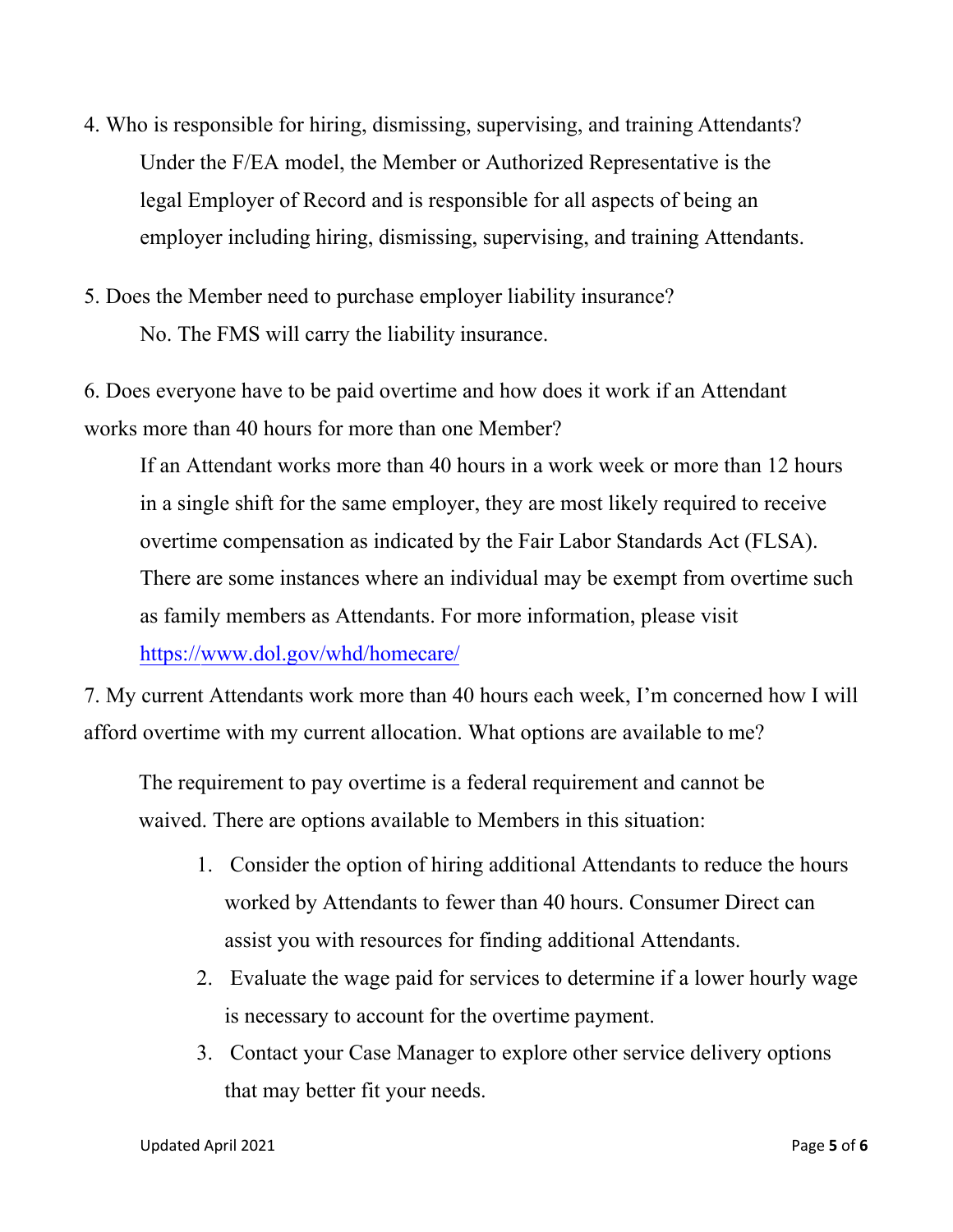4. Who is responsible for hiring, dismissing, supervising, and training Attendants?

   Under the F/EA model, the Member or Authorized Representative is the legal Employer of Record and is responsible for all aspects of being an employer including hiring, dismissing, supervising, and training Attendants.

5. Does the Member need to purchase employer liability insurance?

   No. The FMS will carry the liability insurance.

6. Does everyone have to be paid overtime and how does it work if an Attendant works more than 40 hours for more than one Member?

   If an Attendant works more than 40 hours in a work week or more than 12 hours in a single shift for the same employer, they are most likely required to receive overtime compensation as indicated by the Fair Labor Standards Act (FLSA). There are some instances where an individual may be exempt from overtime such as family members as Attendants. For more information, please visit [https://www.dol.gov/whd/homecare/](https://www.dol.gov/whd/homecare/)

7. My current Attendants work more than 40 hours each week, I'm concerned how I will afford overtime with my current allocation. What options are available to me?

   The requirement to pay overtime is a federal requirement and cannot be waived. There are options available to Members in this situation:

   1. Consider the option of hiring additional Attendants to reduce the hours worked by Attendants to fewer than 40 hours. Consumer Direct can assist you with resources for finding additional Attendants.
   2. Evaluate the wage paid for services to determine if a lower hourly wage is necessary to account for the overtime payment.
   3. Contact your Case Manager to explore other service delivery options that may better fit your needs.

Updated April 2021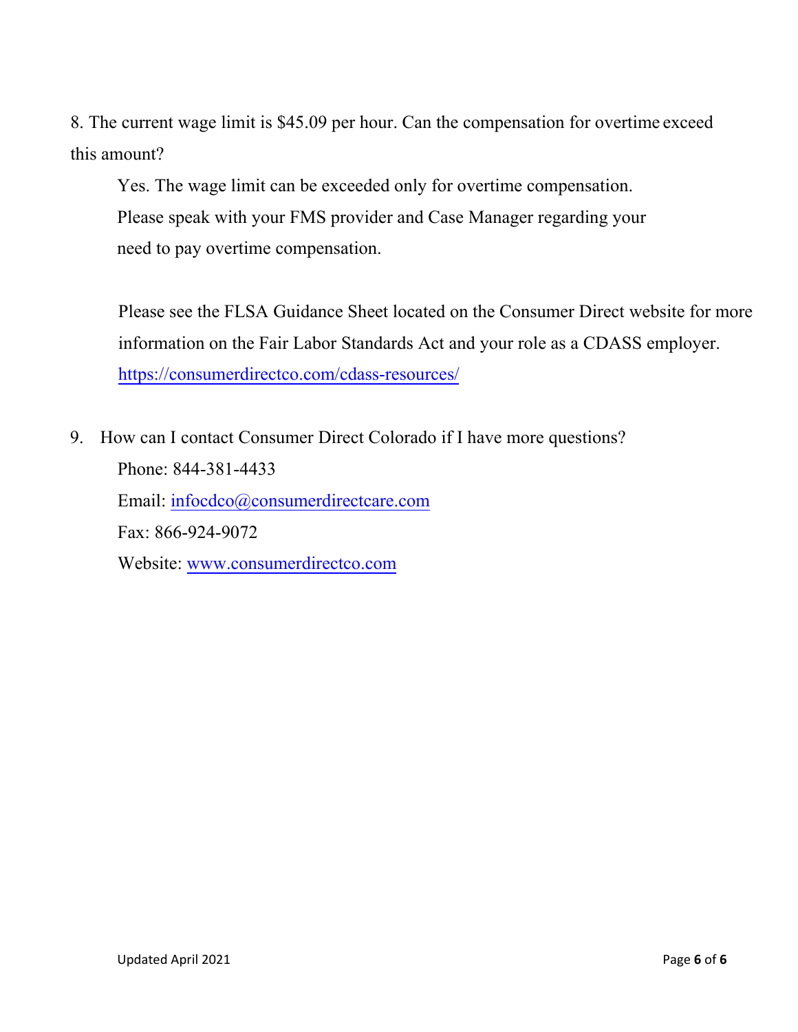8. The current wage limit is $45.09 per hour. Can the compensation for overtime exceed this amount?

   Yes. The wage limit can be exceeded only for overtime compensation. Please speak with your FMS provider and Case Manager regarding your need to pay overtime compensation.

   Please see the FLSA Guidance Sheet located on the Consumer Direct website for more information on the Fair Labor Standards Act and your role as a CDASS employer. https://consumerdirectco.com/cdass-resources/

9. How can I contact Consumer Direct Colorado if I have more questions?

   Phone: 844-381-4433

   Email: infocdco@consumerdirectcare.com

   Fax: 866-924-9072

   Website: www.consumerdirectco.com

Updated April 2021